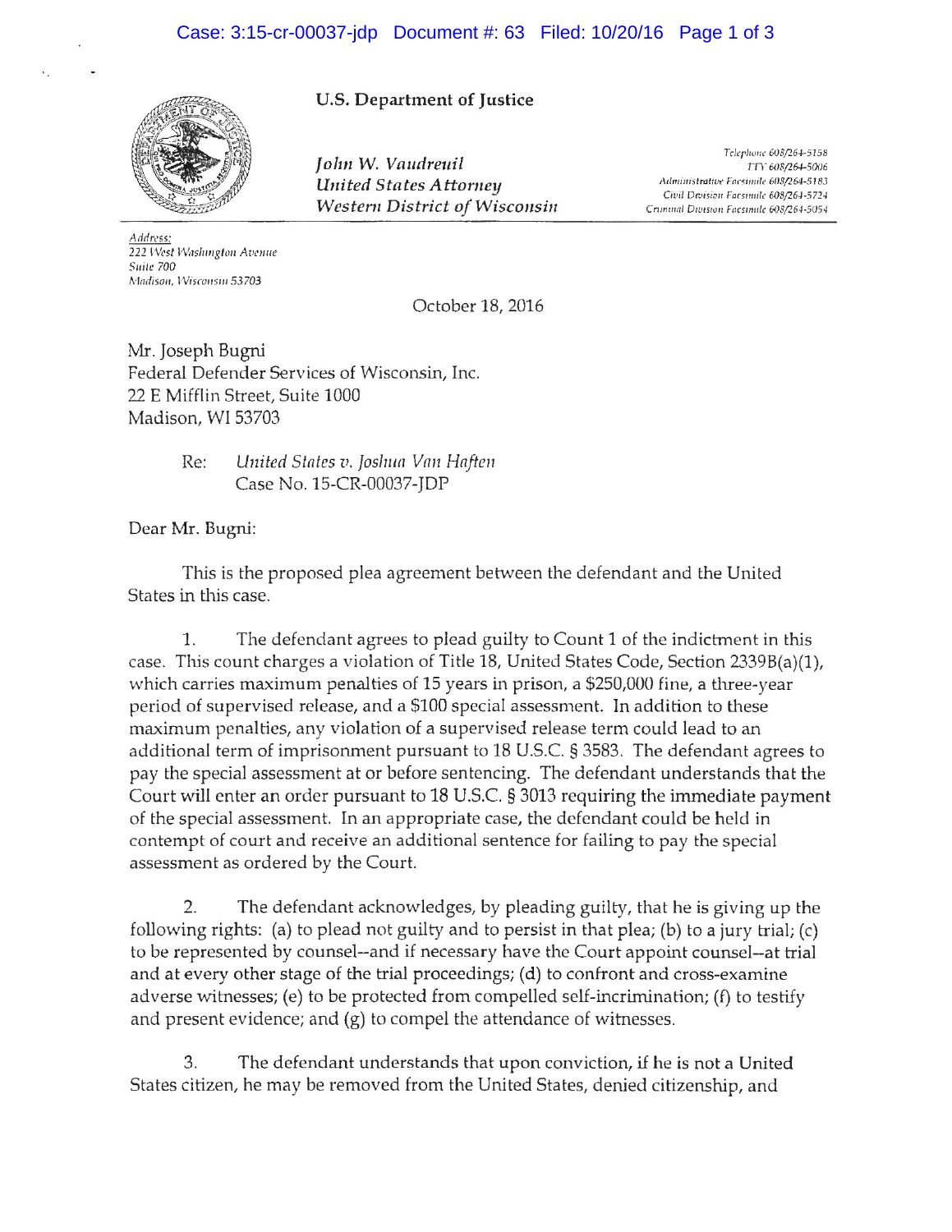**U.S. Department of Justice**

*John W. Vaudreuil*
*United States Attorney*
*Western District of Wisconsin*

Telephone 608/264-5158
TTY 608/264-5006
Administrative Facsimile 608/264-5183
Civil Division Facsimile 608/264-5724
Criminal Division Facsimile 608/264-5054

*Address:*
*222 West Washington Avenue*
*Suite 700*
*Madison, Wisconsin 53703*

October 18, 2016

Mr. Joseph Bugni
Federal Defender Services of Wisconsin, Inc.
22 E Mifflin Street, Suite 1000
Madison, WI 53703

Re: *United States v. Joshua Van Haften*
Case No. 15-CR-00037-JDP

Dear Mr. Bugni:

This is the proposed plea agreement between the defendant and the United States in this case.

1. The defendant agrees to plead guilty to Count 1 of the indictment in this case. This count charges a violation of Title 18, United States Code, Section 2339B(a)(1), which carries maximum penalties of 15 years in prison, a $250,000 fine, a three-year period of supervised release, and a $100 special assessment. In addition to these maximum penalties, any violation of a supervised release term could lead to an additional term of imprisonment pursuant to 18 U.S.C. § 3583. The defendant agrees to pay the special assessment at or before sentencing. The defendant understands that the Court will enter an order pursuant to 18 U.S.C. § 3013 requiring the immediate payment of the special assessment. In an appropriate case, the defendant could be held in contempt of court and receive an additional sentence for failing to pay the special assessment as ordered by the Court.

2. The defendant acknowledges, by pleading guilty, that he is giving up the following rights: (a) to plead not guilty and to persist in that plea; (b) to a jury trial; (c) to be represented by counsel--and if necessary have the Court appoint counsel--at trial and at every other stage of the trial proceedings; (d) to confront and cross-examine adverse witnesses; (e) to be protected from compelled self-incrimination; (f) to testify and present evidence; and (g) to compel the attendance of witnesses.

3. The defendant understands that upon conviction, if he is not a United States citizen, he may be removed from the United States, denied citizenship, and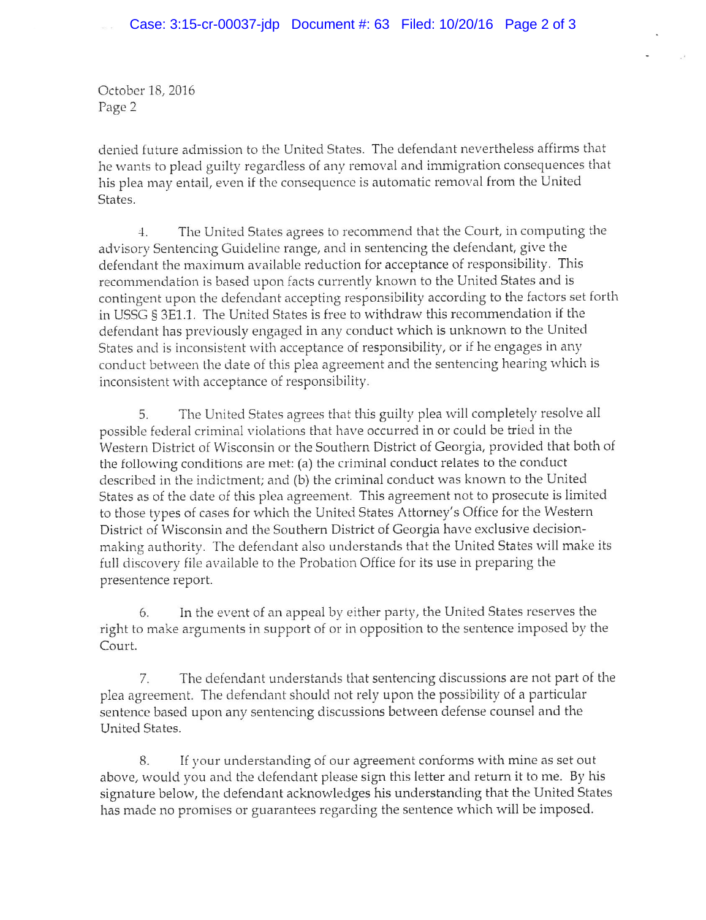October 18, 2016
Page 2

denied future admission to the United States. The defendant nevertheless affirms that he wants to plead guilty regardless of any removal and immigration consequences that his plea may entail, even if the consequence is automatic removal from the United States.

4. The United States agrees to recommend that the Court, in computing the advisory Sentencing Guideline range, and in sentencing the defendant, give the defendant the maximum available reduction for acceptance of responsibility. This recommendation is based upon facts currently known to the United States and is contingent upon the defendant accepting responsibility according to the factors set forth in USSG § 3E1.1. The United States is free to withdraw this recommendation if the defendant has previously engaged in any conduct which is unknown to the United States and is inconsistent with acceptance of responsibility, or if he engages in any conduct between the date of this plea agreement and the sentencing hearing which is inconsistent with acceptance of responsibility.

5. The United States agrees that this guilty plea will completely resolve all possible federal criminal violations that have occurred in or could be tried in the Western District of Wisconsin or the Southern District of Georgia, provided that both of the following conditions are met: (a) the criminal conduct relates to the conduct described in the indictment; and (b) the criminal conduct was known to the United States as of the date of this plea agreement. This agreement not to prosecute is limited to those types of cases for which the United States Attorney's Office for the Western District of Wisconsin and the Southern District of Georgia have exclusive decision-making authority. The defendant also understands that the United States will make its full discovery file available to the Probation Office for its use in preparing the presentence report.

6. In the event of an appeal by either party, the United States reserves the right to make arguments in support of or in opposition to the sentence imposed by the Court.

7. The defendant understands that sentencing discussions are not part of the plea agreement. The defendant should not rely upon the possibility of a particular sentence based upon any sentencing discussions between defense counsel and the United States.

8. If your understanding of our agreement conforms with mine as set out above, would you and the defendant please sign this letter and return it to me. By his signature below, the defendant acknowledges his understanding that the United States has made no promises or guarantees regarding the sentence which will be imposed.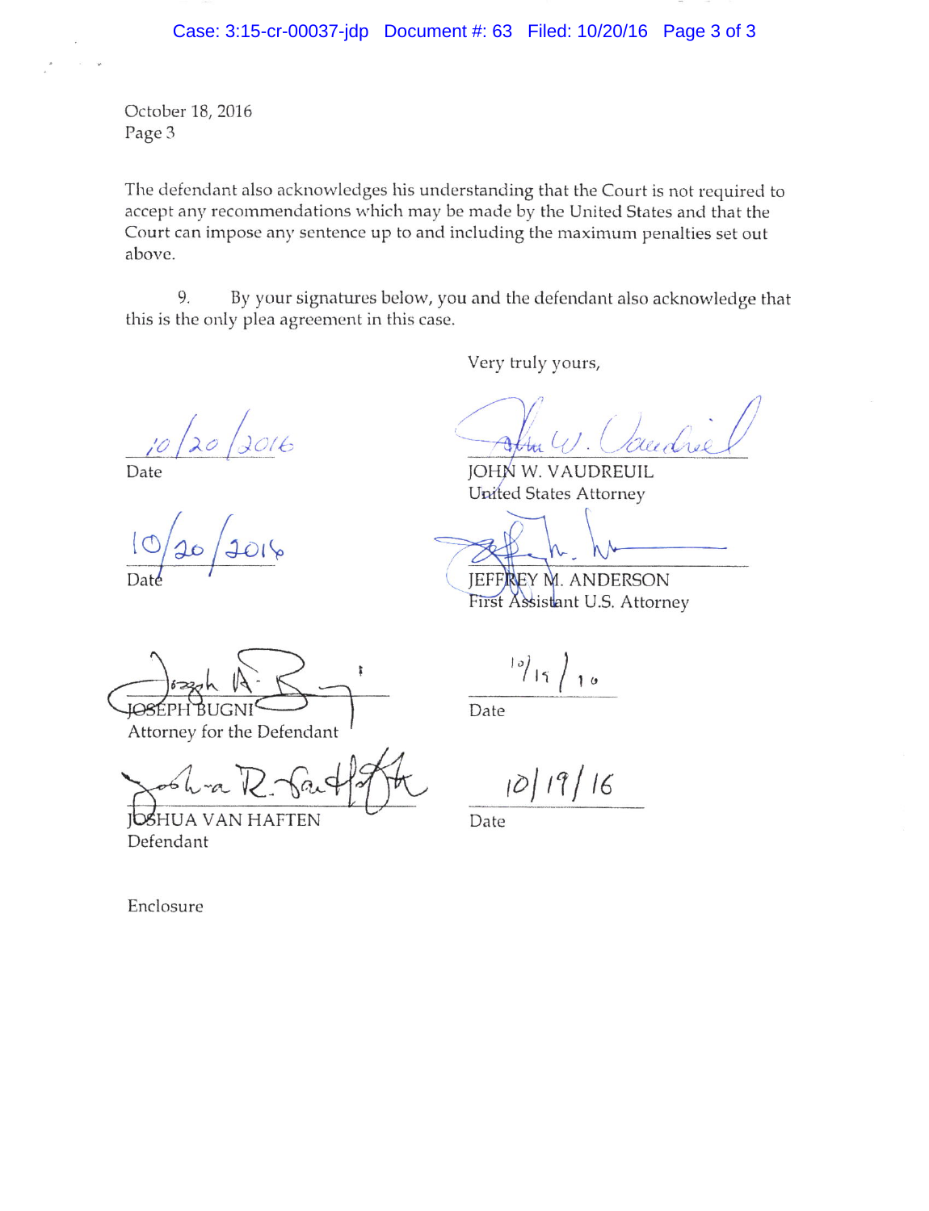October 18, 2016
Page 3

The defendant also acknowledges his understanding that the Court is not required to accept any recommendations which may be made by the United States and that the Court can impose any sentence up to and including the maximum penalties set out above.

9. By your signatures below, you and the defendant also acknowledge that this is the only plea agreement in this case.

Very truly yours,

10/20/2016
Date

JOHN W. VAUDREUIL
United States Attorney

10/20/2016
Date

JEFFREY M. ANDERSON
First Assistant U.S. Attorney

JOSEPH BUGNI
Attorney for the Defendant

10/19/16
Date

JOSHUA VAN HAFTEN
Defendant

10/19/16
Date

Enclosure